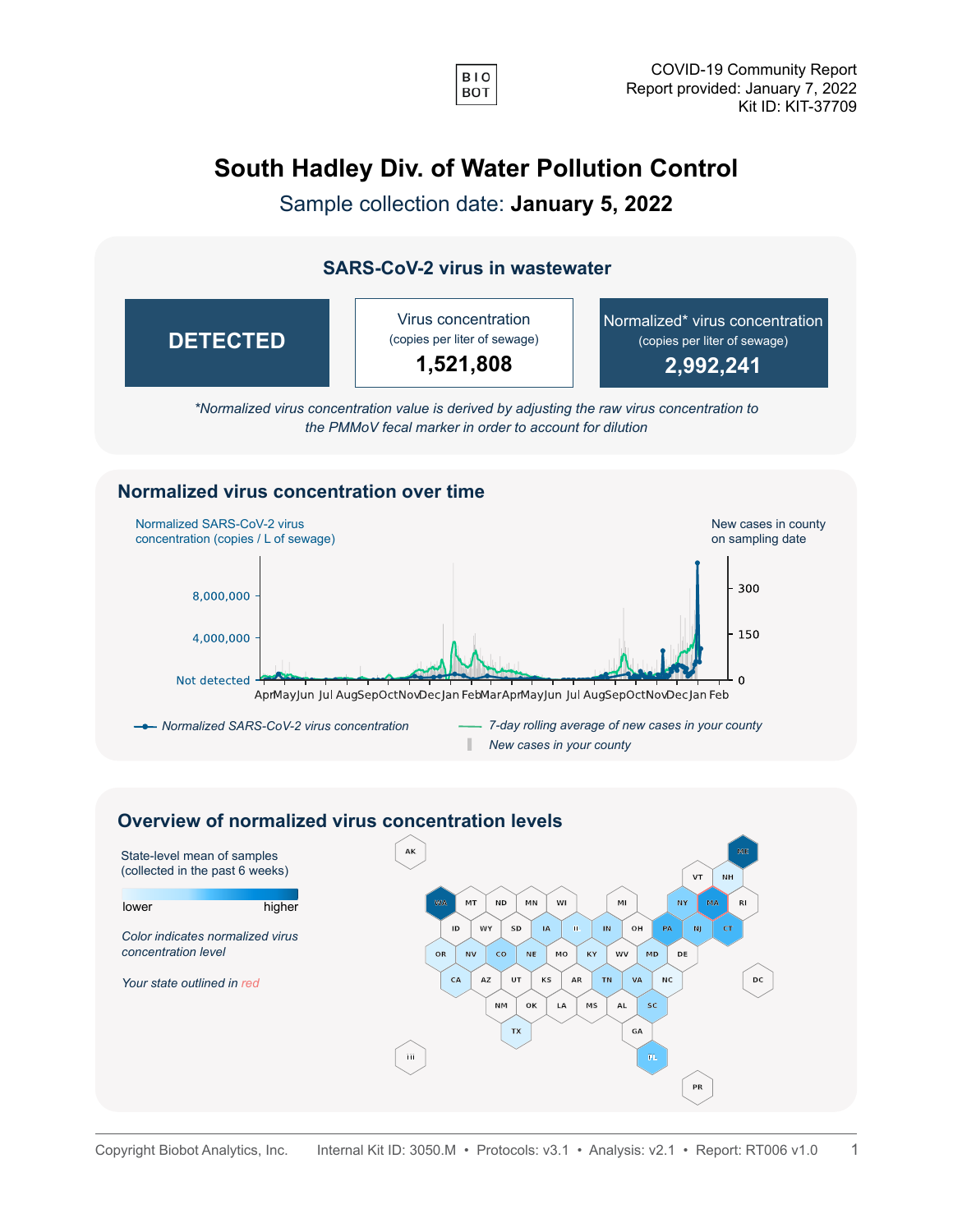COVID-19 Community Report
Report provided: January 7, 2022
Kit ID: KIT-37709

# South Hadley Div. of Water Pollution Control

Sample collection date: **January 5, 2022**

## SARS-CoV-2 virus in wastewater

| **DETECTED** | Virus concentration (copies per liter of sewage) **1,521,808** | Normalized* virus concentration (copies per liter of sewage) **2,992,241** |
|---|---|---|

*\*Normalized virus concentration value is derived by adjusting the raw virus concentration to the PMMoV fecal marker in order to account for dilution*

## Normalized virus concentration over time

Normalized SARS-CoV-2 virus concentration (copies / L of sewage)

New cases in county on sampling date

8,000,000
4,000,000
Not detected

300
150
0

Apr May Jun Jul Aug Sep Oct Nov Dec Jan Feb Mar Apr May Jun Jul Aug Sep Oct Nov Dec Jan Feb

*Normalized SARS-CoV-2 virus concentration*
*7-day rolling average of new cases in your county*
*New cases in your county*

## Overview of normalized virus concentration levels

State-level mean of samples (collected in the past 6 weeks)

lower — higher

*Color indicates normalized virus concentration level*

*Your state outlined in red*

AK, ME, VT, NH, WA, MT, ND, MN, WI, MI, NY, MA, RI, ID, WY, SD, IA, IL, IN, OH, PA, NJ, CT, OR, NV, CO, NE, MO, KY, WV, MD, DE, CA, AZ, UT, KS, AR, TN, VA, NC, DC, NM, OK, LA, MS, AL, SC, TX, GA, HI, FL, PR

Copyright Biobot Analytics, Inc. Internal Kit ID: 3050.M • Protocols: v3.1 • Analysis: v2.1 • Report: RT006 v1.0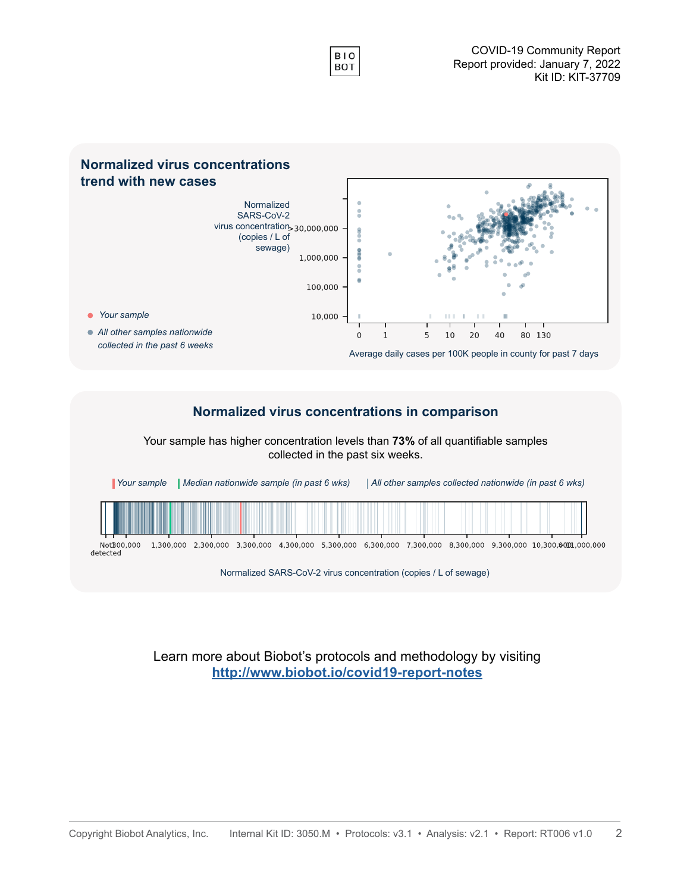COVID-19 Community Report
Report provided: January 7, 2022
Kit ID: KIT-37709

## Normalized virus concentrations trend with new cases

Normalized SARS-CoV-2 virus concentration (copies / L of sewage)

>30,000,000
1,000,000
100,000
10,000

0 1 5 10 20 40 80 130

Average daily cases per 100K people in county for past 7 days

*Your sample*

*All other samples nationwide collected in the past 6 weeks*

## Normalized virus concentrations in comparison

Your sample has higher concentration levels than **73%** of all quantifiable samples collected in the past six weeks.

*Your sample* *Median nationwide sample (in past 6 wks)* *All other samples collected nationwide (in past 6 wks)*

Not detected 300,000 1,300,000 2,300,000 3,300,000 4,300,000 5,300,000 6,300,000 7,300,000 8,300,000 9,300,000 10,300,000 11,000,000

Normalized SARS-CoV-2 virus concentration (copies / L of sewage)

Learn more about Biobot's protocols and methodology by visiting
[http://www.biobot.io/covid19-report-notes](http://www.biobot.io/covid19-report-notes)

Copyright Biobot Analytics, Inc. Internal Kit ID: 3050.M • Protocols: v3.1 • Analysis: v2.1 • Report: RT006 v1.0